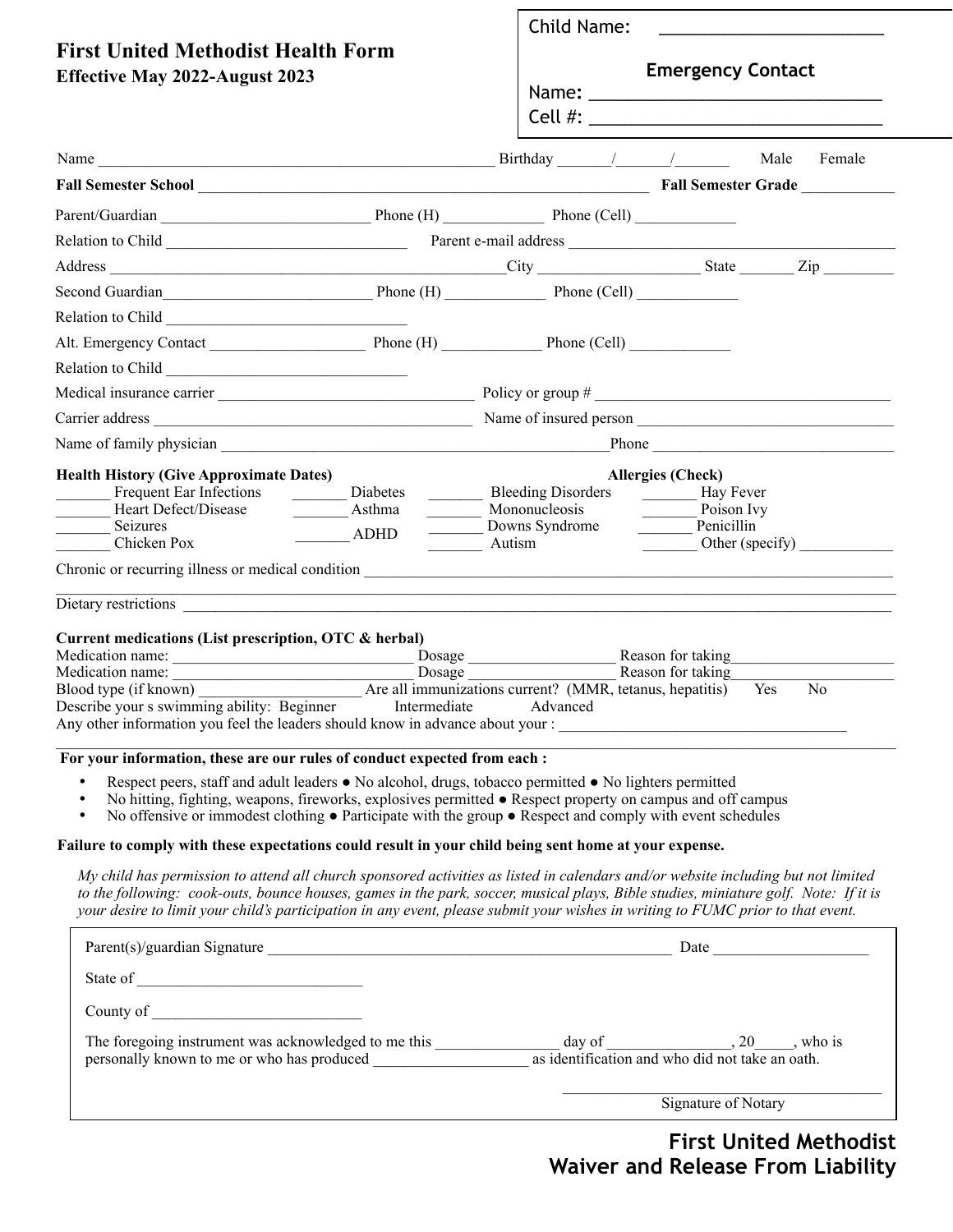# First United Methodist Health Form

**Effective May 2022-August 2023**

Child Name: ______________________

**Emergency Contact**

Name: ______________________________

Cell #: ______________________________

Name ________________________________________________ Birthday ______/______/_______ Male Female

**Fall Semester School** ________________________________________________________ **Fall Semester Grade** ___________

Parent/Guardian ___________________________ Phone (H) _____________ Phone (Cell) _____________

Relation to Child _______________________________ Parent e-mail address ___________________________________________

Address ___________________________________________________City ____________________ State _______ Zip _________

Second Guardian___________________________ Phone (H) _____________ Phone (Cell) _____________

Relation to Child _______________________________

Alt. Emergency Contact ____________________ Phone (H) _____________ Phone (Cell) _____________

Relation to Child _______________________________

Medical insurance carrier _________________________________ Policy or group # ______________________________________

Carrier address _________________________________________ Name of insured person _________________________________

Name of family physician _________________________________________________Phone ______________________________

**Health History (Give Approximate Dates)**

_______ Frequent Ear Infections
_______ Heart Defect/Disease
_______ Seizures
_______ Chicken Pox
_______ Diabetes
_______ Asthma
_______ ADHD
_______ Bleeding Disorders
_______ Mononucleosis
_______ Downs Syndrome
_______ Autism

**Allergies (Check)**

_______ Hay Fever
_______ Poison Ivy
_______ Penicillin
_______ Other (specify) ____________

Chronic or recurring illness or medical condition ________________________________________________________________

_____________________________________________________________________________________________________

Dietary restrictions _____________________________________________________________________________________

**Current medications (List prescription, OTC & herbal)**

Medication name: ________________________________ Dosage __________________ Reason for taking______________________

Medication name: ________________________________ Dosage __________________ Reason for taking______________________

Blood type (if known) ____________________ Are all immunizations current? (MMR, tetanus, hepatitis) Yes No

Describe your s swimming ability: Beginner Intermediate Advanced

Any other information you feel the leaders should know in advance about your : _____________________________________

_____________________________________________________________________________________________________

**For your information, these are our rules of conduct expected from each :**

- Respect peers, staff and adult leaders ● No alcohol, drugs, tobacco permitted ● No lighters permitted
- No hitting, fighting, weapons, fireworks, explosives permitted ● Respect property on campus and off campus
- No offensive or immodest clothing ● Participate with the group ● Respect and comply with event schedules

**Failure to comply with these expectations could result in your child being sent home at your expense.**

*My child has permission to attend all church sponsored activities as listed in calendars and/or website including but not limited to the following: cook-outs, bounce houses, games in the park, soccer, musical plays, Bible studies, miniature golf. Note: If it is your desire to limit your child's participation in any event, please submit your wishes in writing to FUMC prior to that event.*

Parent(s)/guardian Signature ___________________________________________________ Date ____________________

State of ____________________________

County of ___________________________

The foregoing instrument was acknowledged to me this _______________ day of _______________, 20_____, who is personally known to me or who has produced ___________________ as identification and who did not take an oath.

_________________________________________
Signature of Notary

**First United Methodist**
**Waiver and Release From Liability**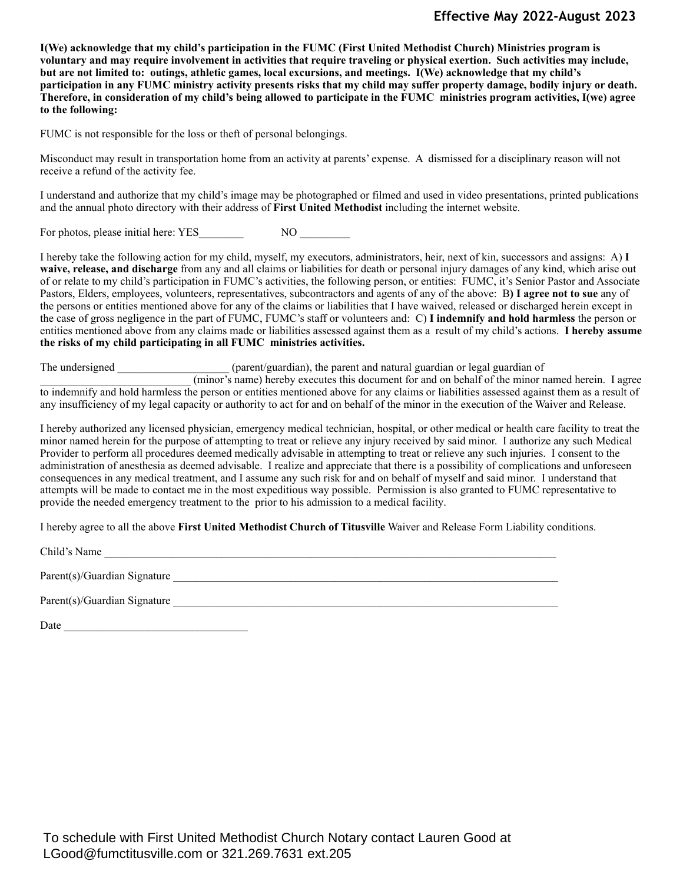**Effective May 2022-August 2023**

**I(We) acknowledge that my child's participation in the FUMC (First United Methodist Church) Ministries program is voluntary and may require involvement in activities that require traveling or physical exertion. Such activities may include, but are not limited to: outings, athletic games, local excursions, and meetings. I(We) acknowledge that my child's participation in any FUMC ministry activity presents risks that my child may suffer property damage, bodily injury or death. Therefore, in consideration of my child's being allowed to participate in the FUMC ministries program activities, I(we) agree to the following:**

FUMC is not responsible for the loss or theft of personal belongings.

Misconduct may result in transportation home from an activity at parents' expense. A dismissed for a disciplinary reason will not receive a refund of the activity fee.

I understand and authorize that my child's image may be photographed or filmed and used in video presentations, printed publications and the annual photo directory with their address of **First United Methodist** including the internet website.

For photos, please initial here: YES________ NO _________

I hereby take the following action for my child, myself, my executors, administrators, heir, next of kin, successors and assigns: A) **I waive, release, and discharge** from any and all claims or liabilities for death or personal injury damages of any kind, which arise out of or relate to my child's participation in FUMC's activities, the following person, or entities: FUMC, it's Senior Pastor and Associate Pastors, Elders, employees, volunteers, representatives, subcontractors and agents of any of the above: B**) I agree not to sue** any of the persons or entities mentioned above for any of the claims or liabilities that I have waived, released or discharged herein except in the case of gross negligence in the part of FUMC, FUMC's staff or volunteers and: C) **I indemnify and hold harmless** the person or entities mentioned above from any claims made or liabilities assessed against them as a result of my child's actions. **I hereby assume the risks of my child participating in all FUMC ministries activities.**

The undersigned ____________________ (parent/guardian), the parent and natural guardian or legal guardian of ___________________________ (minor's name) hereby executes this document for and on behalf of the minor named herein. I agree to indemnify and hold harmless the person or entities mentioned above for any claims or liabilities assessed against them as a result of any insufficiency of my legal capacity or authority to act for and on behalf of the minor in the execution of the Waiver and Release.

I hereby authorized any licensed physician, emergency medical technician, hospital, or other medical or health care facility to treat the minor named herein for the purpose of attempting to treat or relieve any injury received by said minor. I authorize any such Medical Provider to perform all procedures deemed medically advisable in attempting to treat or relieve any such injuries. I consent to the administration of anesthesia as deemed advisable. I realize and appreciate that there is a possibility of complications and unforeseen consequences in any medical treatment, and I assume any such risk for and on behalf of myself and said minor. I understand that attempts will be made to contact me in the most expeditious way possible. Permission is also granted to FUMC representative to provide the needed emergency treatment to the prior to his admission to a medical facility.

I hereby agree to all the above **First United Methodist Church of Titusville** Waiver and Release Form Liability conditions.

Child's Name ________________________________________________________________________________________

Parent(s)/Guardian Signature ___________________________________________________________________________

Parent(s)/Guardian Signature ___________________________________________________________________________

Date _________________________________

To schedule with First United Methodist Church Notary contact Lauren Good at LGood@fumctitusville.com or 321.269.7631 ext.205